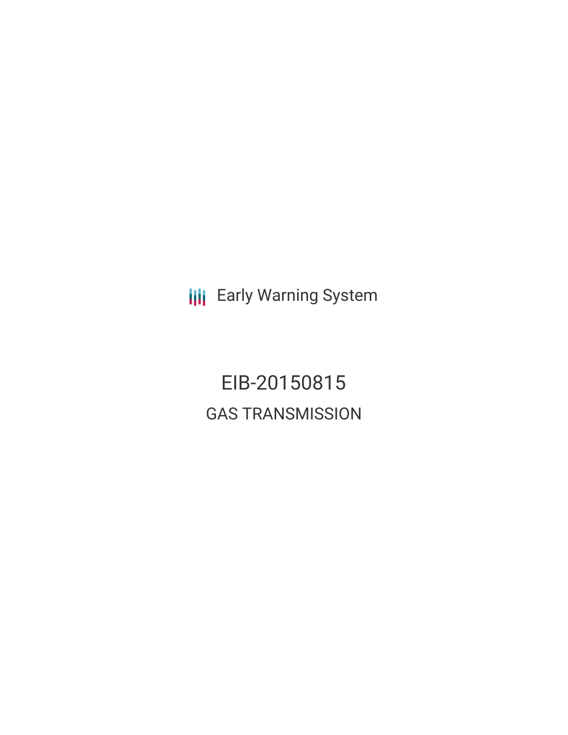Early Warning System

# EIB-20150815

## GAS TRANSMISSION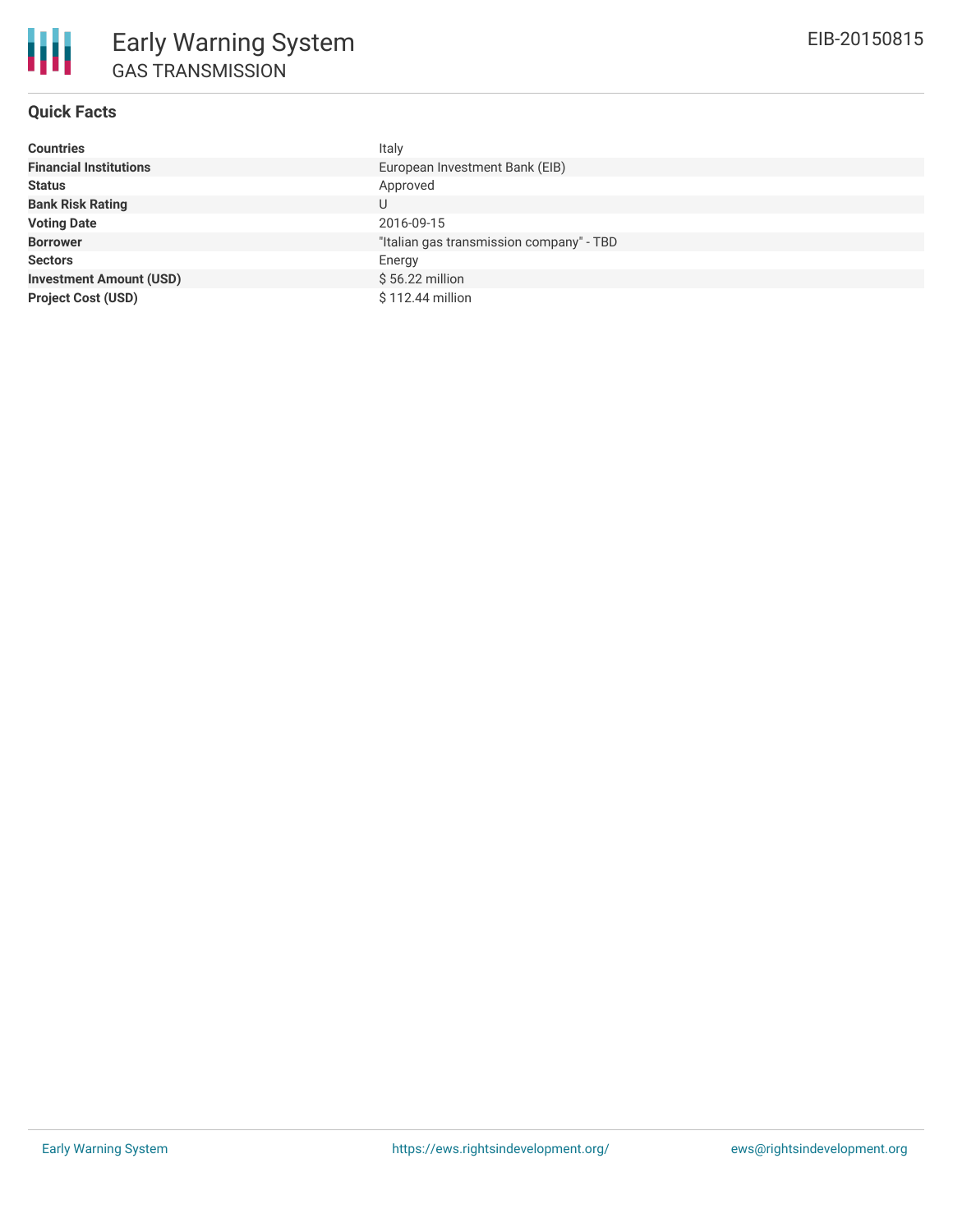# Early Warning System
## GAS TRANSMISSION

EIB-20150815

### Quick Facts

| | |
|---|---|
| **Countries** | Italy |
| **Financial Institutions** | European Investment Bank (EIB) |
| **Status** | Approved |
| **Bank Risk Rating** | U |
| **Voting Date** | 2016-09-15 |
| **Borrower** | "Italian gas transmission company" - TBD |
| **Sectors** | Energy |
| **Investment Amount (USD)** | $ 56.22 million |
| **Project Cost (USD)** | $ 112.44 million |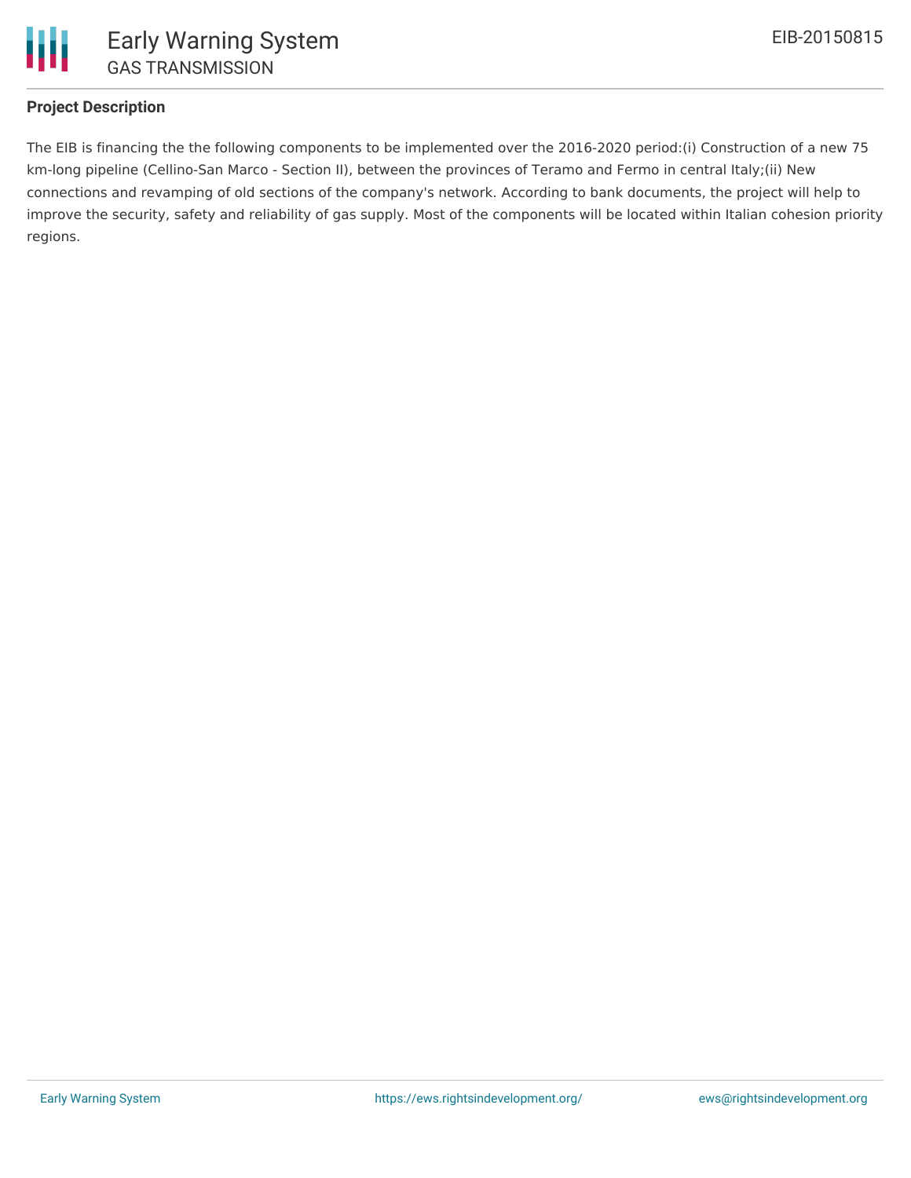**Project Description**

The EIB is financing the the following components to be implemented over the 2016-2020 period:(i) Construction of a new 75 km-long pipeline (Cellino-San Marco - Section II), between the provinces of Teramo and Fermo in central Italy;(ii) New connections and revamping of old sections of the company's network. According to bank documents, the project will help to improve the security, safety and reliability of gas supply. Most of the components will be located within Italian cohesion priority regions.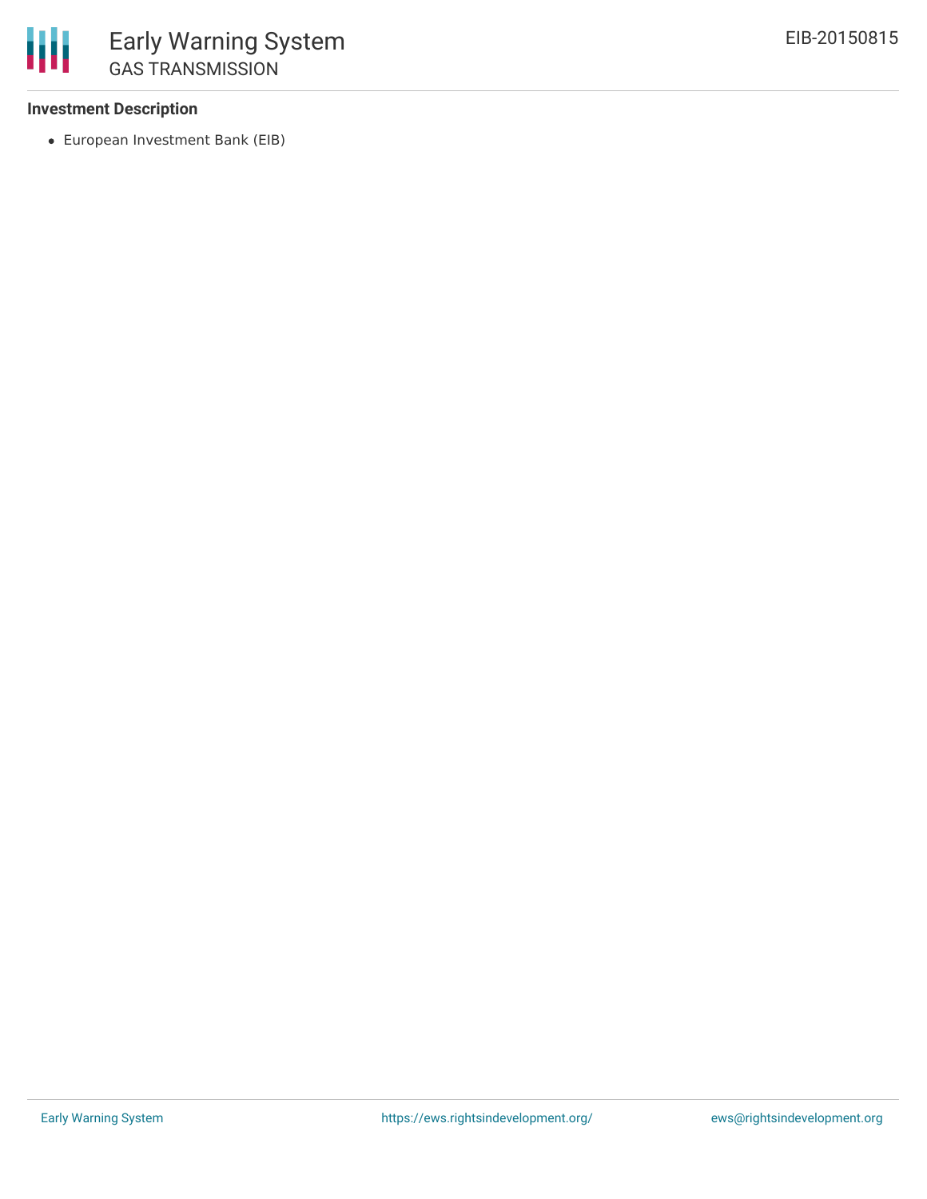**Investment Description**

- European Investment Bank (EIB)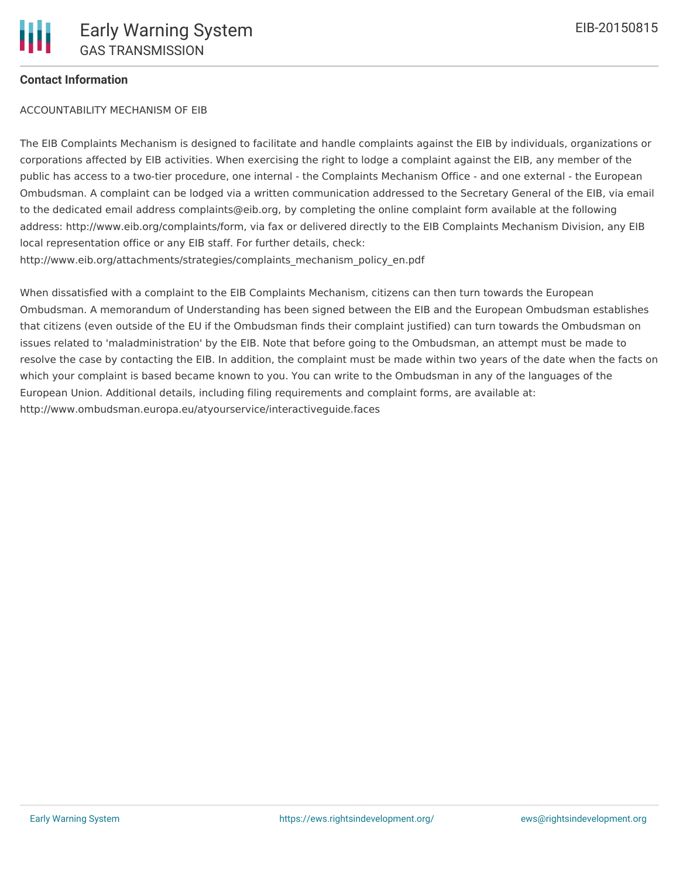**Contact Information**

ACCOUNTABILITY MECHANISM OF EIB

The EIB Complaints Mechanism is designed to facilitate and handle complaints against the EIB by individuals, organizations or corporations affected by EIB activities. When exercising the right to lodge a complaint against the EIB, any member of the public has access to a two-tier procedure, one internal - the Complaints Mechanism Office - and one external - the European Ombudsman. A complaint can be lodged via a written communication addressed to the Secretary General of the EIB, via email to the dedicated email address complaints@eib.org, by completing the online complaint form available at the following address: http://www.eib.org/complaints/form, via fax or delivered directly to the EIB Complaints Mechanism Division, any EIB local representation office or any EIB staff. For further details, check: http://www.eib.org/attachments/strategies/complaints_mechanism_policy_en.pdf

When dissatisfied with a complaint to the EIB Complaints Mechanism, citizens can then turn towards the European Ombudsman. A memorandum of Understanding has been signed between the EIB and the European Ombudsman establishes that citizens (even outside of the EU if the Ombudsman finds their complaint justified) can turn towards the Ombudsman on issues related to 'maladministration' by the EIB. Note that before going to the Ombudsman, an attempt must be made to resolve the case by contacting the EIB. In addition, the complaint must be made within two years of the date when the facts on which your complaint is based became known to you. You can write to the Ombudsman in any of the languages of the European Union. Additional details, including filing requirements and complaint forms, are available at: http://www.ombudsman.europa.eu/atyourservice/interactiveguide.faces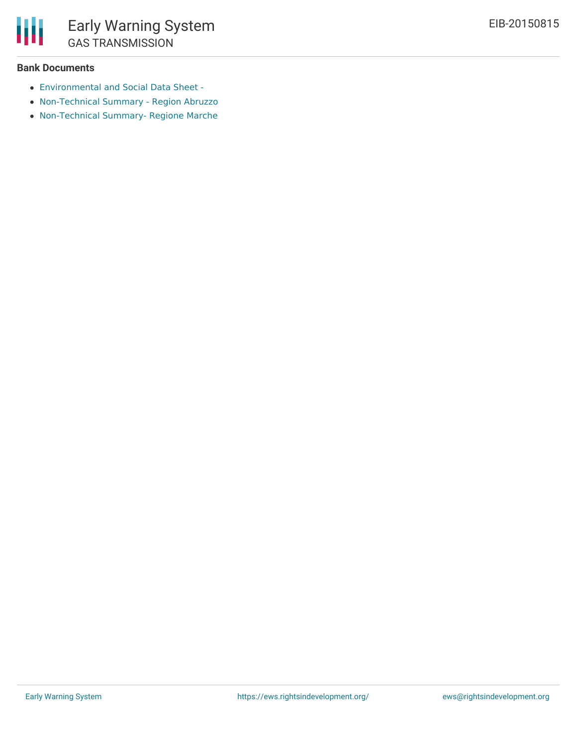### Bank Documents

- Environmental and Social Data Sheet -
- Non-Technical Summary - Region Abruzzo
- Non-Technical Summary- Regione Marche